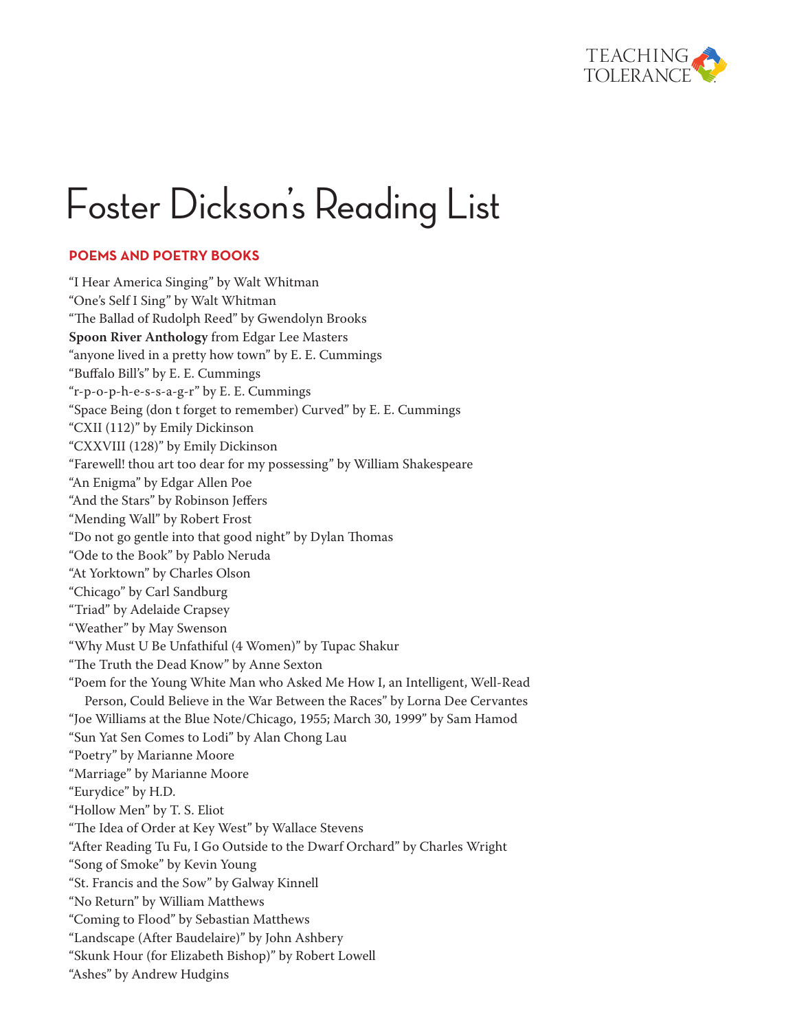# Foster Dickson's Reading List

## POEMS AND POETRY BOOKS

"I Hear America Singing" by Walt Whitman
"One's Self I Sing" by Walt Whitman
"The Ballad of Rudolph Reed" by Gwendolyn Brooks
**Spoon River Anthology** from Edgar Lee Masters
"anyone lived in a pretty how town" by E. E. Cummings
"Buffalo Bill's" by E. E. Cummings
"r-p-o-p-h-e-s-s-a-g-r" by E. E. Cummings
"Space Being (don t forget to remember) Curved" by E. E. Cummings
"CXII (112)" by Emily Dickinson
"CXXVIII (128)" by Emily Dickinson
"Farewell! thou art too dear for my possessing" by William Shakespeare
"An Enigma" by Edgar Allen Poe
"And the Stars" by Robinson Jeffers
"Mending Wall" by Robert Frost
"Do not go gentle into that good night" by Dylan Thomas
"Ode to the Book" by Pablo Neruda
"At Yorktown" by Charles Olson
"Chicago" by Carl Sandburg
"Triad" by Adelaide Crapsey
"Weather" by May Swenson
"Why Must U Be Unfathiful (4 Women)" by Tupac Shakur
"The Truth the Dead Know" by Anne Sexton
"Poem for the Young White Man who Asked Me How I, an Intelligent, Well-Read Person, Could Believe in the War Between the Races" by Lorna Dee Cervantes
"Joe Williams at the Blue Note/Chicago, 1955; March 30, 1999" by Sam Hamod
"Sun Yat Sen Comes to Lodi" by Alan Chong Lau
"Poetry" by Marianne Moore
"Marriage" by Marianne Moore
"Eurydice" by H.D.
"Hollow Men" by T. S. Eliot
"The Idea of Order at Key West" by Wallace Stevens
"After Reading Tu Fu, I Go Outside to the Dwarf Orchard" by Charles Wright
"Song of Smoke" by Kevin Young
"St. Francis and the Sow" by Galway Kinnell
"No Return" by William Matthews
"Coming to Flood" by Sebastian Matthews
"Landscape (After Baudelaire)" by John Ashbery
"Skunk Hour (for Elizabeth Bishop)" by Robert Lowell
"Ashes" by Andrew Hudgins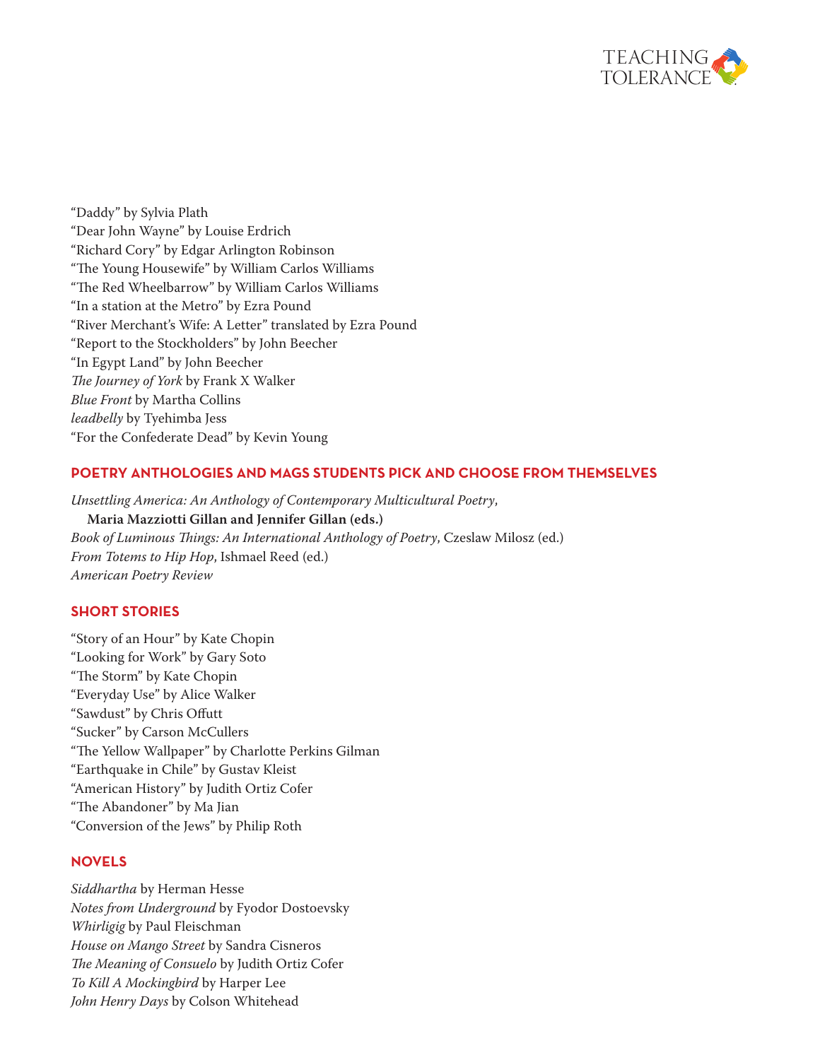“Daddy” by Sylvia Plath
“Dear John Wayne” by Louise Erdrich
“Richard Cory” by Edgar Arlington Robinson
“The Young Housewife” by William Carlos Williams
“The Red Wheelbarrow” by William Carlos Williams
“In a station at the Metro” by Ezra Pound
“River Merchant’s Wife: A Letter” translated by Ezra Pound
“Report to the Stockholders” by John Beecher
“In Egypt Land” by John Beecher
*The Journey of York* by Frank X Walker
*Blue Front* by Martha Collins
*leadbelly* by Tyehimba Jess
“For the Confederate Dead” by Kevin Young

## POETRY ANTHOLOGIES AND MAGS STUDENTS PICK AND CHOOSE FROM THEMSELVES

*Unsettling America: An Anthology of Contemporary Multicultural Poetry*, **Maria Mazziotti Gillan and Jennifer Gillan (eds.)**
*Book of Luminous Things: An International Anthology of Poetry*, Czeslaw Milosz (ed.)
*From Totems to Hip Hop*, Ishmael Reed (ed.)
*American Poetry Review*

## SHORT STORIES

“Story of an Hour” by Kate Chopin
“Looking for Work” by Gary Soto
“The Storm” by Kate Chopin
“Everyday Use” by Alice Walker
“Sawdust” by Chris Offutt
“Sucker” by Carson McCullers
“The Yellow Wallpaper” by Charlotte Perkins Gilman
“Earthquake in Chile” by Gustav Kleist
“American History” by Judith Ortiz Cofer
“The Abandoner” by Ma Jian
“Conversion of the Jews” by Philip Roth

## NOVELS

*Siddhartha* by Herman Hesse
*Notes from Underground* by Fyodor Dostoevsky
*Whirligig* by Paul Fleischman
*House on Mango Street* by Sandra Cisneros
*The Meaning of Consuelo* by Judith Ortiz Cofer
*To Kill A Mockingbird* by Harper Lee
*John Henry Days* by Colson Whitehead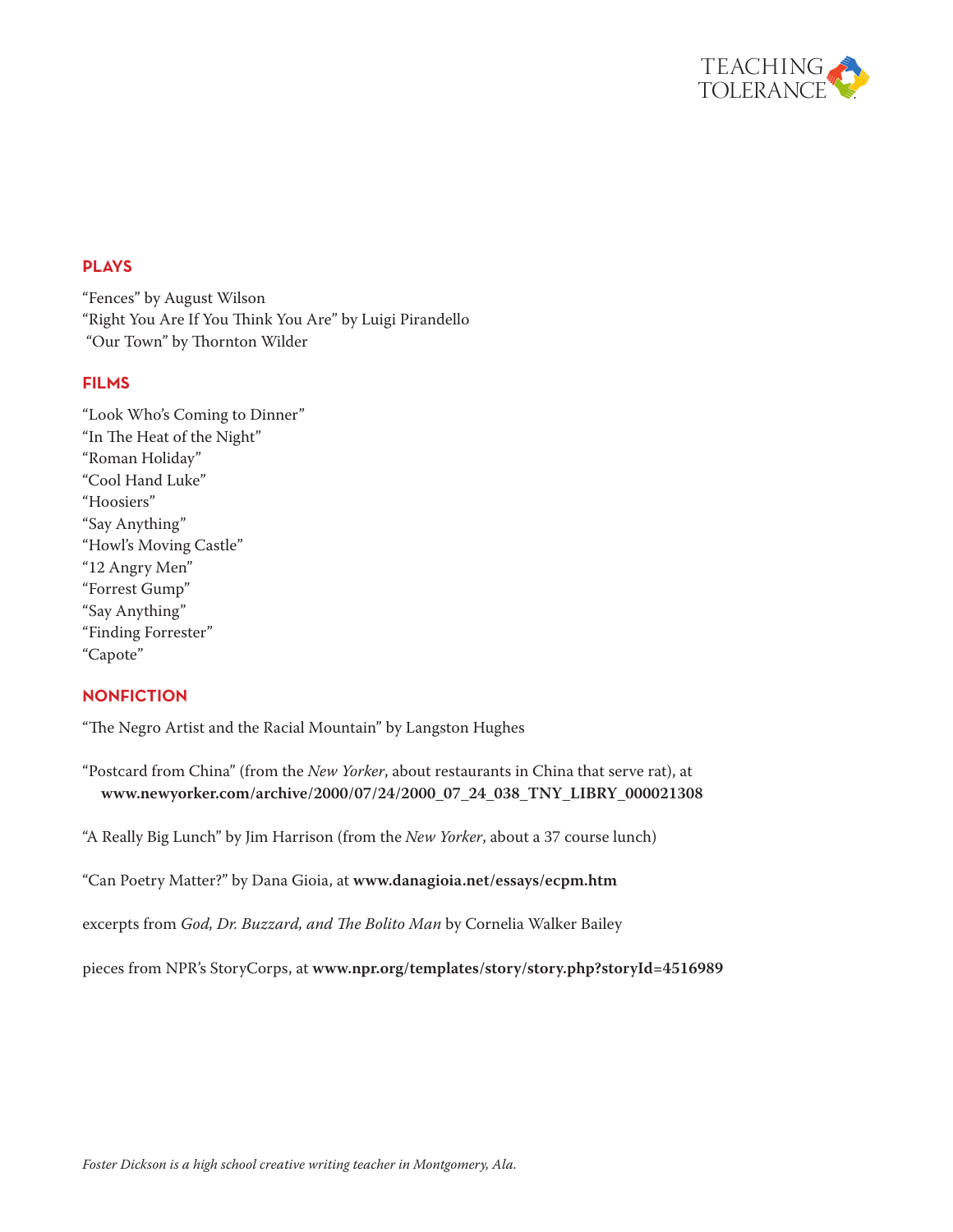## PLAYS

"Fences" by August Wilson
"Right You Are If You Think You Are" by Luigi Pirandello
"Our Town" by Thornton Wilder

## FILMS

"Look Who's Coming to Dinner"
"In The Heat of the Night"
"Roman Holiday"
"Cool Hand Luke"
"Hoosiers"
"Say Anything"
"Howl's Moving Castle"
"12 Angry Men"
"Forrest Gump"
"Say Anything"
"Finding Forrester"
"Capote"

## NONFICTION

"The Negro Artist and the Racial Mountain" by Langston Hughes

"Postcard from China" (from the *New Yorker*, about restaurants in China that serve rat), at **www.newyorker.com/archive/2000/07/24/2000_07_24_038_TNY_LIBRY_000021308**

"A Really Big Lunch" by Jim Harrison (from the *New Yorker*, about a 37 course lunch)

"Can Poetry Matter?" by Dana Gioia, at **www.danagioia.net/essays/ecpm.htm**

excerpts from *God, Dr. Buzzard, and The Bolito Man* by Cornelia Walker Bailey

pieces from NPR's StoryCorps, at **www.npr.org/templates/story/story.php?storyId=4516989**

*Foster Dickson is a high school creative writing teacher in Montgomery, Ala.*